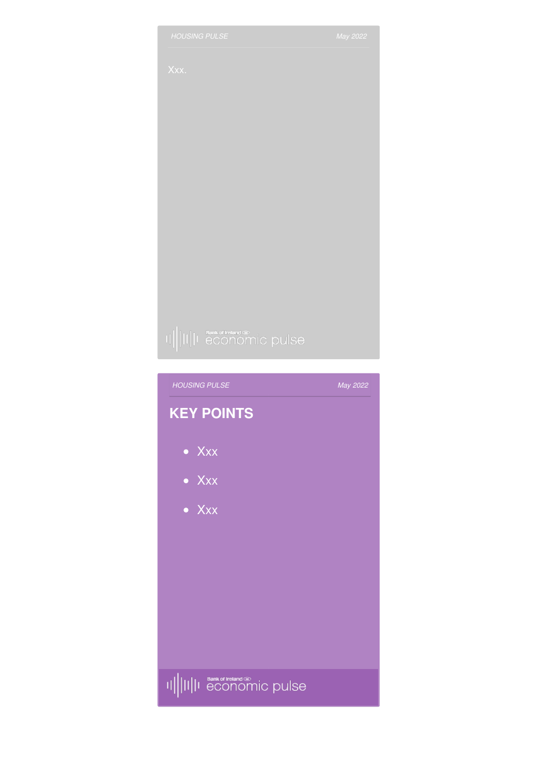Xxx.

## KEY POINTS

- Xxx
- Xxx
- Xxx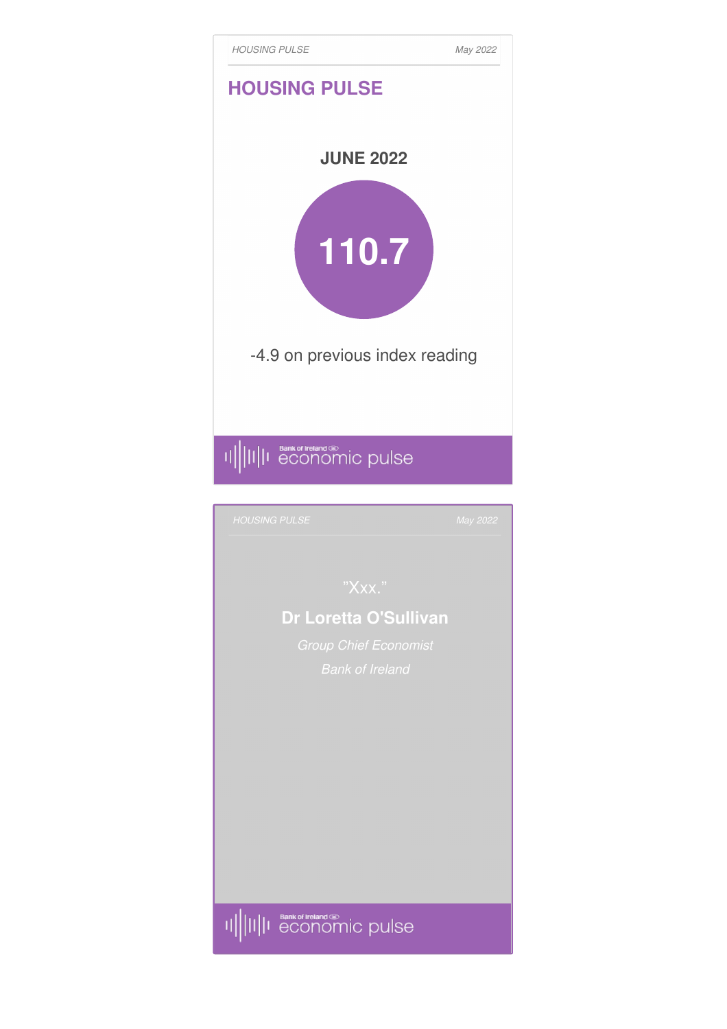# HOUSING PULSE

**JUNE 2022**

**110.7**

-4.9 on previous index reading

economic pulse

"Xxx."

**Dr Loretta O'Sullivan**

*Group Chief Economist*

*Bank of Ireland*

economic pulse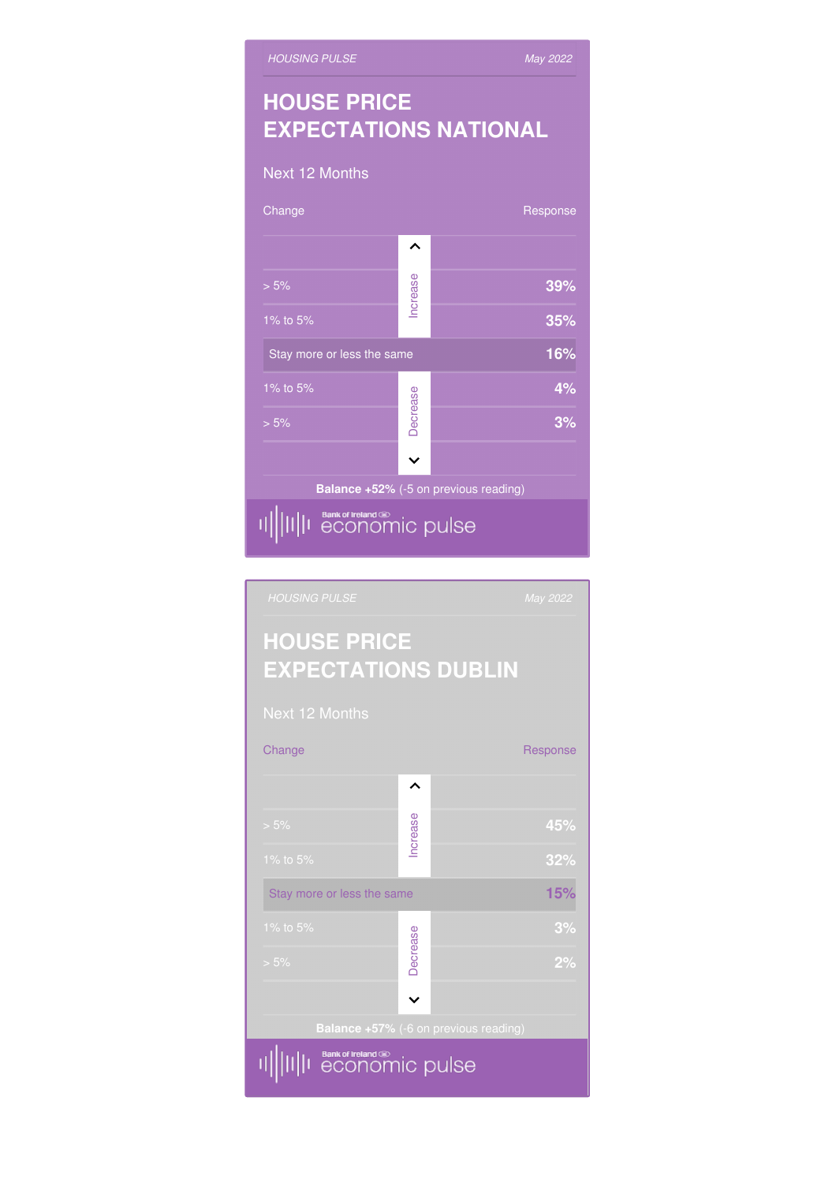HOUSING PULSE — May 2022

## HOUSE PRICE EXPECTATIONS NATIONAL

Next 12 Months

| Change | | Response |
|---|---|---|
| > 5% | Increase | 39% |
| 1% to 5% | Increase | 35% |
| Stay more or less the same | | 16% |
| 1% to 5% | Decrease | 4% |
| > 5% | Decrease | 3% |

**Balance +52%** (-5 on previous reading)

Bank of Ireland economic pulse

HOUSING PULSE — May 2022

## HOUSE PRICE EXPECTATIONS DUBLIN

Next 12 Months

| Change | | Response |
|---|---|---|
| > 5% | Increase | 45% |
| 1% to 5% | Increase | 32% |
| Stay more or less the same | | 15% |
| 1% to 5% | Decrease | 3% |
| > 5% | Decrease | 2% |

**Balance +57%** (-6 on previous reading)

Bank of Ireland economic pulse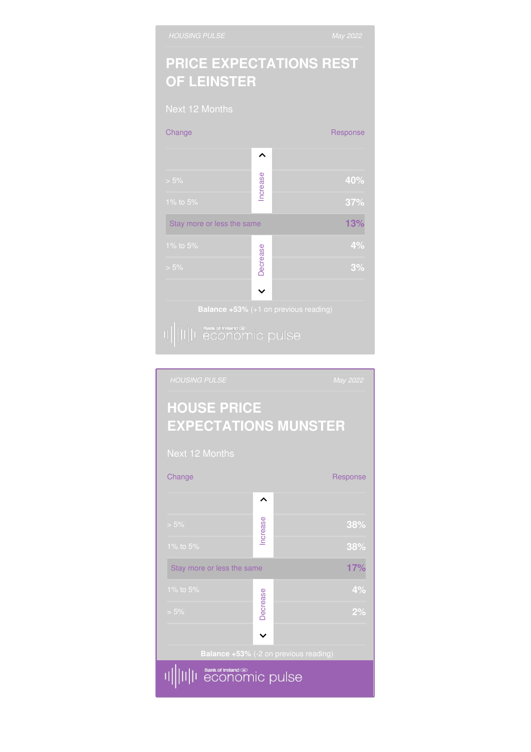*HOUSING PULSE* *May 2022*

## PRICE EXPECTATIONS REST OF LEINSTER

Next 12 Months

| Change | | Response |
|---|---|---|
| > 5% | Increase | 40% |
| 1% to 5% | Increase | 37% |
| Stay more or less the same | | 13% |
| 1% to 5% | Decrease | 4% |
| > 5% | Decrease | 3% |

**Balance +53%** (+1 on previous reading)

Bank of Ireland economic pulse

*HOUSING PULSE* *May 2022*

## HOUSE PRICE EXPECTATIONS MUNSTER

Next 12 Months

| Change | | Response |
|---|---|---|
| > 5% | Increase | 38% |
| 1% to 5% | Increase | 38% |
| Stay more or less the same | | 17% |
| 1% to 5% | Decrease | 4% |
| > 5% | Decrease | 2% |

**Balance +53%** (-2 on previous reading)

Bank of Ireland economic pulse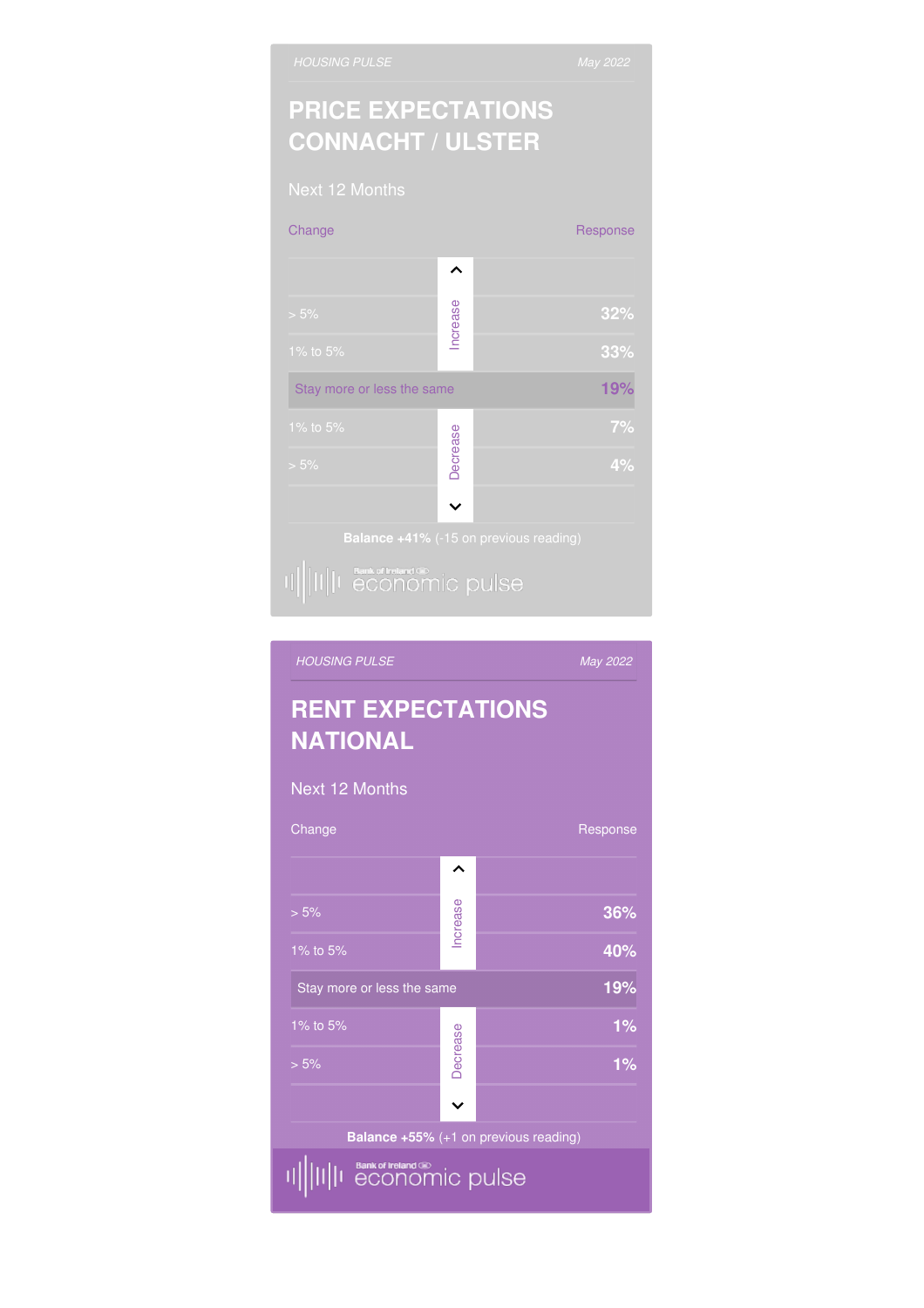*HOUSING PULSE* *May 2022*

## PRICE EXPECTATIONS CONNACHT / ULSTER

Next 12 Months

| Change | | Response |
|---|---|---|
| > 5% | Increase | 32% |
| 1% to 5% | Increase | 33% |
| Stay more or less the same | | 19% |
| 1% to 5% | Decrease | 7% |
| > 5% | Decrease | 4% |

**Balance +41%** (-15 on previous reading)

Bank of Ireland economic pulse

*HOUSING PULSE* *May 2022*

## RENT EXPECTATIONS NATIONAL

Next 12 Months

| Change | | Response |
|---|---|---|
| > 5% | Increase | 36% |
| 1% to 5% | Increase | 40% |
| Stay more or less the same | | 19% |
| 1% to 5% | Decrease | 1% |
| > 5% | Decrease | 1% |

**Balance +55%** (+1 on previous reading)

Bank of Ireland economic pulse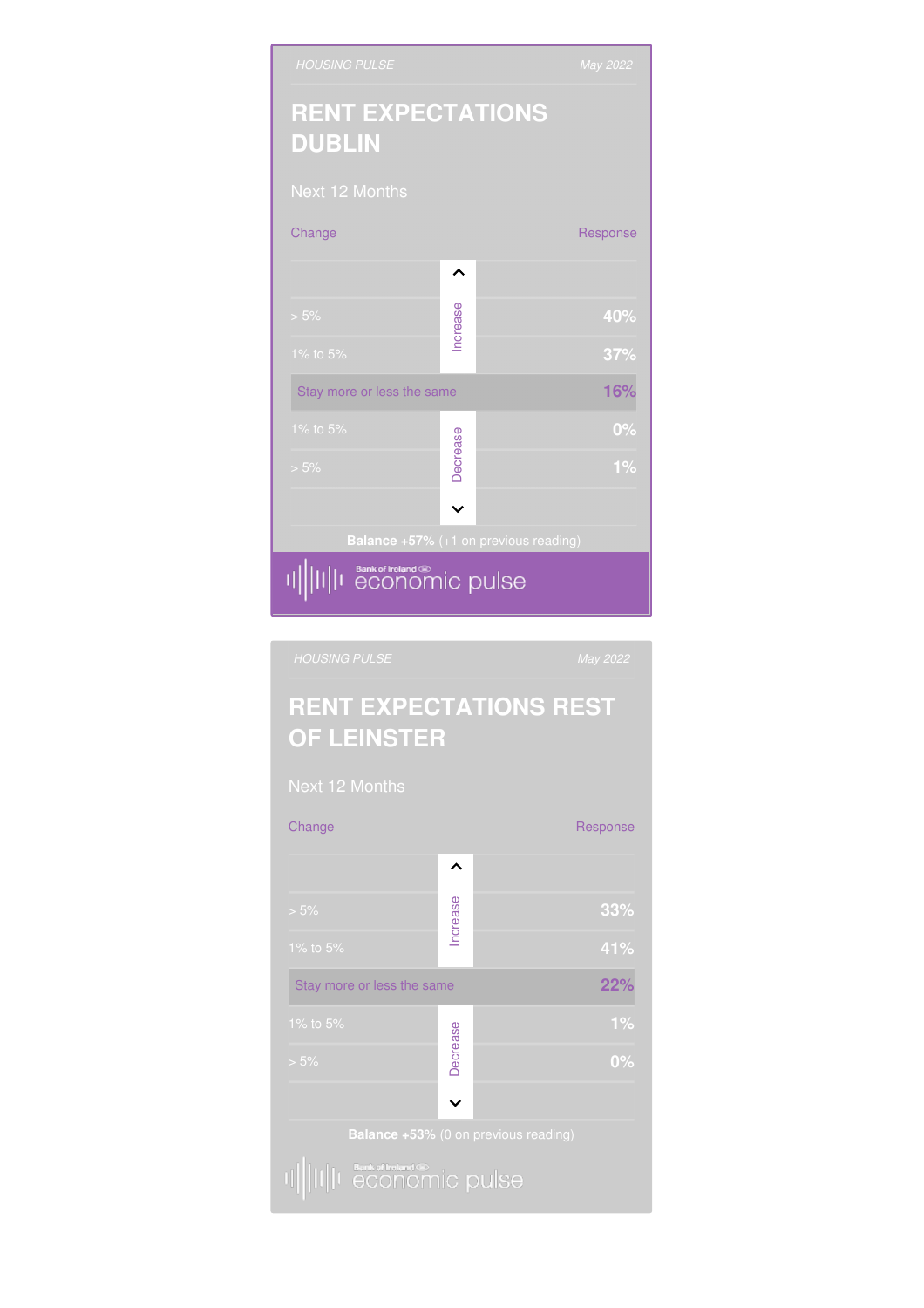*HOUSING PULSE* *May 2022*

## RENT EXPECTATIONS DUBLIN

Next 12 Months

| Change | | Response |
|---|---|---|
| > 5% | Increase | 40% |
| 1% to 5% | Increase | 37% |
| Stay more or less the same | | 16% |
| 1% to 5% | Decrease | 0% |
| > 5% | Decrease | 1% |

**Balance +57%** (+1 on previous reading)

Bank of Ireland economic pulse

*HOUSING PULSE* *May 2022*

## RENT EXPECTATIONS REST OF LEINSTER

Next 12 Months

| Change | | Response |
|---|---|---|
| > 5% | Increase | 33% |
| 1% to 5% | Increase | 41% |
| Stay more or less the same | | 22% |
| 1% to 5% | Decrease | 1% |
| > 5% | Decrease | 0% |

**Balance +53%** (0 on previous reading)

Bank of Ireland economic pulse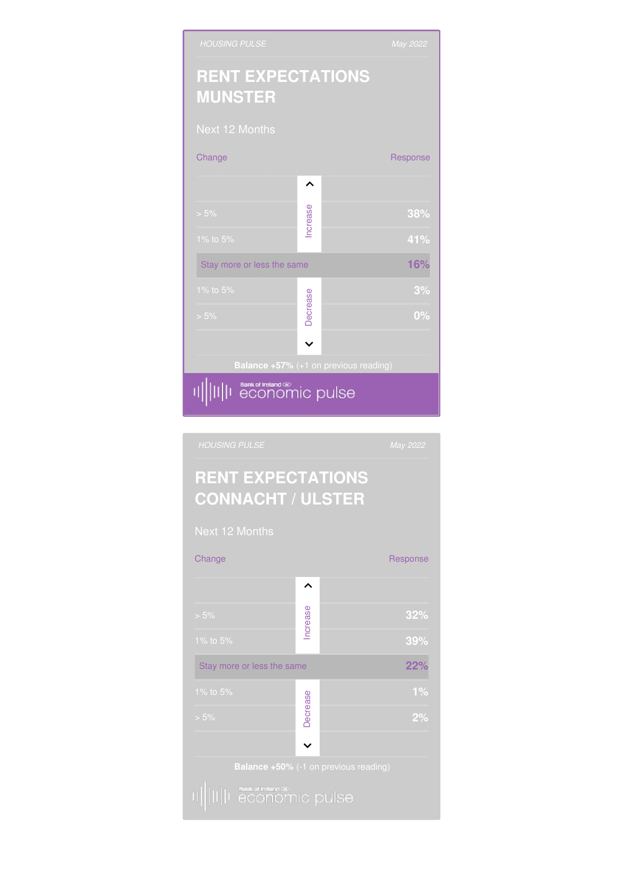HOUSING PULSE May 2022

# RENT EXPECTATIONS MUNSTER

Next 12 Months

| Change | | Response |
|---|---|---|
| > 5% | Increase | 38% |
| 1% to 5% | Increase | 41% |
| Stay more or less the same | | 16% |
| 1% to 5% | Decrease | 3% |
| > 5% | Decrease | 0% |

**Balance +57%** (+1 on previous reading)

Bank of Ireland economic pulse

HOUSING PULSE May 2022

# RENT EXPECTATIONS CONNACHT / ULSTER

Next 12 Months

| Change | | Response |
|---|---|---|
| > 5% | Increase | 32% |
| 1% to 5% | Increase | 39% |
| Stay more or less the same | | 22% |
| 1% to 5% | Decrease | 1% |
| > 5% | Decrease | 2% |

**Balance +50%** (-1 on previous reading)

Bank of Ireland economic pulse